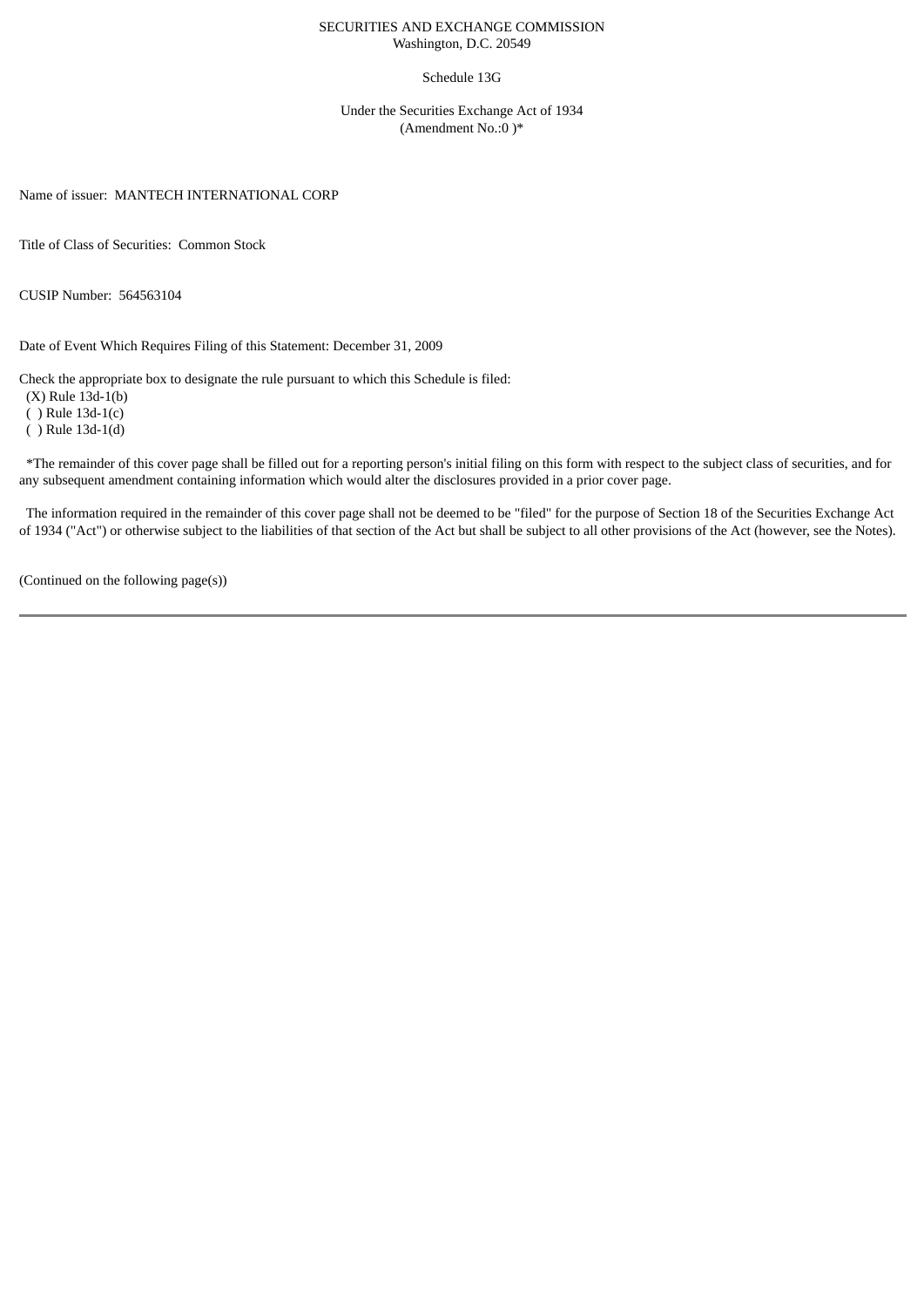SECURITIES AND EXCHANGE COMMISSION
Washington, D.C. 20549

Schedule 13G

Under the Securities Exchange Act of 1934
(Amendment No.:0 )*

Name of issuer: MANTECH INTERNATIONAL CORP

Title of Class of Securities: Common Stock

CUSIP Number: 564563104

Date of Event Which Requires Filing of this Statement: December 31, 2009

Check the appropriate box to designate the rule pursuant to which this Schedule is filed:
(X) Rule 13d-1(b)
( ) Rule 13d-1(c)
( ) Rule 13d-1(d)

*The remainder of this cover page shall be filled out for a reporting person's initial filing on this form with respect to the subject class of securities, and for any subsequent amendment containing information which would alter the disclosures provided in a prior cover page.

The information required in the remainder of this cover page shall not be deemed to be "filed" for the purpose of Section 18 of the Securities Exchange Act of 1934 ("Act") or otherwise subject to the liabilities of that section of the Act but shall be subject to all other provisions of the Act (however, see the Notes).

(Continued on the following page(s))

---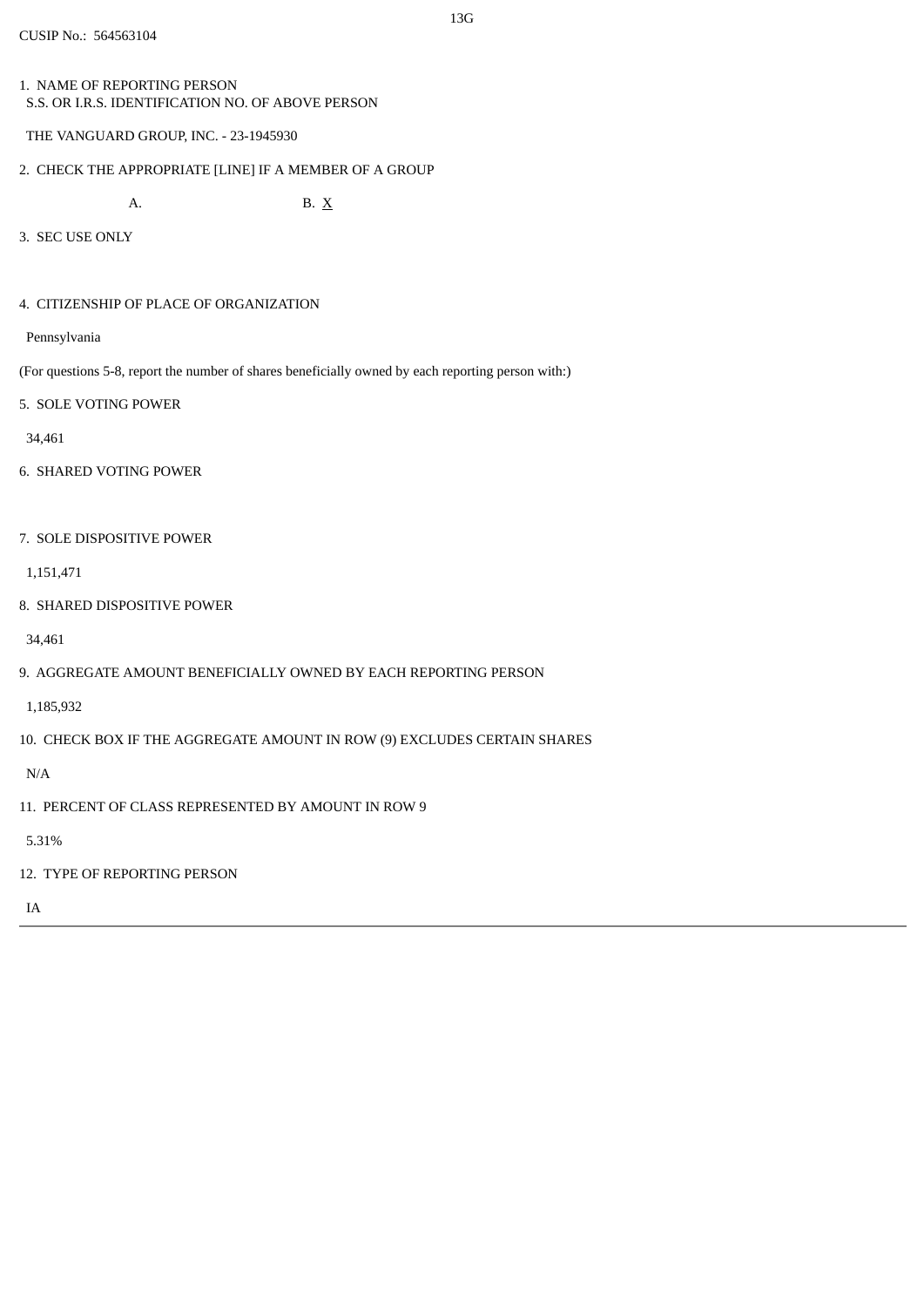13G

CUSIP No.: 564563104

1. NAME OF REPORTING PERSON
S.S. OR I.R.S. IDENTIFICATION NO. OF ABOVE PERSON

THE VANGUARD GROUP, INC. - 23-1945930

2. CHECK THE APPROPRIATE [LINE] IF A MEMBER OF A GROUP

A. B. X

3. SEC USE ONLY

4. CITIZENSHIP OF PLACE OF ORGANIZATION

Pennsylvania

(For questions 5-8, report the number of shares beneficially owned by each reporting person with:)

5. SOLE VOTING POWER

34,461

6. SHARED VOTING POWER

7. SOLE DISPOSITIVE POWER

1,151,471

8. SHARED DISPOSITIVE POWER

34,461

9. AGGREGATE AMOUNT BENEFICIALLY OWNED BY EACH REPORTING PERSON

1,185,932

10. CHECK BOX IF THE AGGREGATE AMOUNT IN ROW (9) EXCLUDES CERTAIN SHARES

N/A

11. PERCENT OF CLASS REPRESENTED BY AMOUNT IN ROW 9

5.31%

12. TYPE OF REPORTING PERSON

IA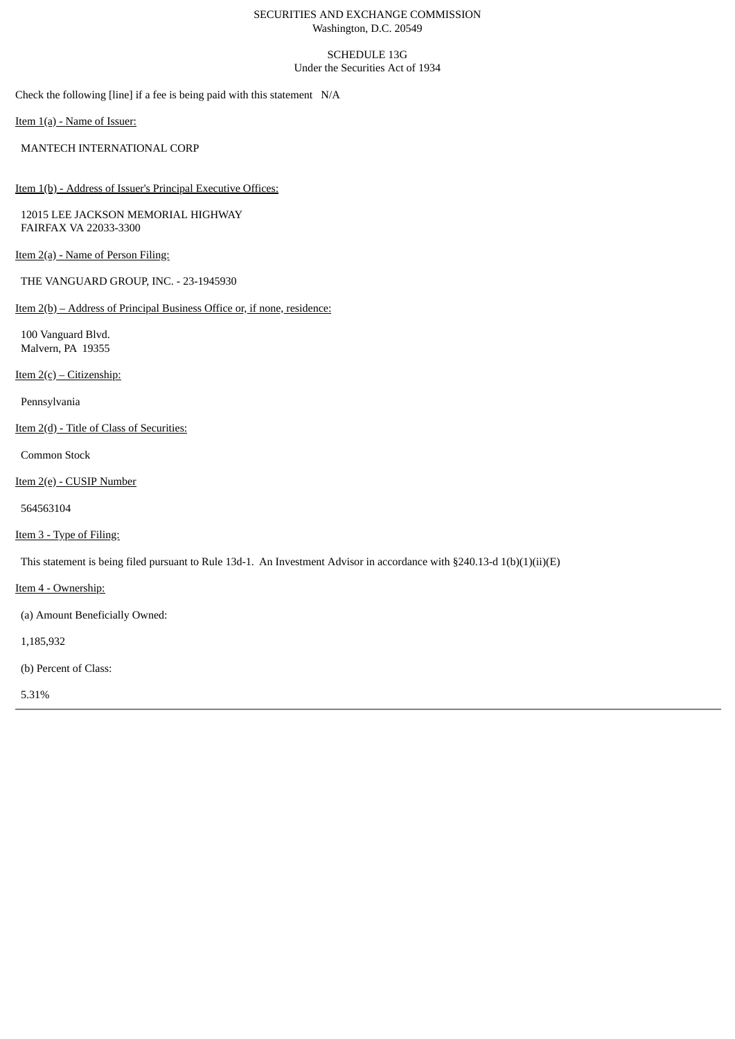SECURITIES AND EXCHANGE COMMISSION
Washington, D.C. 20549

SCHEDULE 13G
Under the Securities Act of 1934

Check the following [line] if a fee is being paid with this statement N/A

Item 1(a) - Name of Issuer:

MANTECH INTERNATIONAL CORP

Item 1(b) - Address of Issuer's Principal Executive Offices:

12015 LEE JACKSON MEMORIAL HIGHWAY
FAIRFAX VA 22033-3300

Item 2(a) - Name of Person Filing:

THE VANGUARD GROUP, INC. - 23-1945930

Item 2(b) – Address of Principal Business Office or, if none, residence:

100 Vanguard Blvd.
Malvern, PA 19355

Item 2(c) – Citizenship:

Pennsylvania

Item 2(d) - Title of Class of Securities:

Common Stock

Item 2(e) - CUSIP Number

564563104

Item 3 - Type of Filing:

This statement is being filed pursuant to Rule 13d-1. An Investment Advisor in accordance with §240.13-d 1(b)(1)(ii)(E)

Item 4 - Ownership:

(a) Amount Beneficially Owned:

1,185,932

(b) Percent of Class:

5.31%

---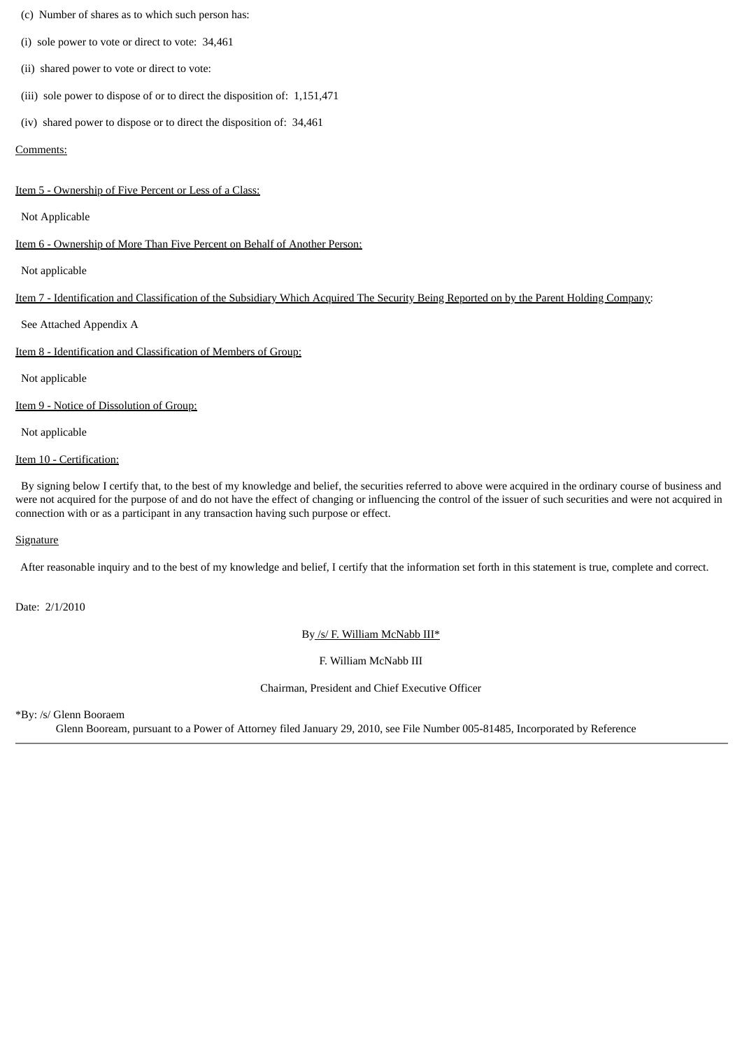(c) Number of shares as to which such person has:

(i) sole power to vote or direct to vote: 34,461

(ii) shared power to vote or direct to vote:

(iii) sole power to dispose of or to direct the disposition of: 1,151,471

(iv) shared power to dispose or to direct the disposition of: 34,461

Comments:

Item 5 - Ownership of Five Percent or Less of a Class:

Not Applicable

Item 6 - Ownership of More Than Five Percent on Behalf of Another Person:

Not applicable

Item 7 - Identification and Classification of the Subsidiary Which Acquired The Security Being Reported on by the Parent Holding Company:

See Attached Appendix A

Item 8 - Identification and Classification of Members of Group:

Not applicable

Item 9 - Notice of Dissolution of Group:

Not applicable

Item 10 - Certification:

By signing below I certify that, to the best of my knowledge and belief, the securities referred to above were acquired in the ordinary course of business and were not acquired for the purpose of and do not have the effect of changing or influencing the control of the issuer of such securities and were not acquired in connection with or as a participant in any transaction having such purpose or effect.

Signature

After reasonable inquiry and to the best of my knowledge and belief, I certify that the information set forth in this statement is true, complete and correct.

Date: 2/1/2010

By /s/ F. William McNabb III*

F. William McNabb III

Chairman, President and Chief Executive Officer

*By: /s/ Glenn Booraem

Glenn Booream, pursuant to a Power of Attorney filed January 29, 2010, see File Number 005-81485, Incorporated by Reference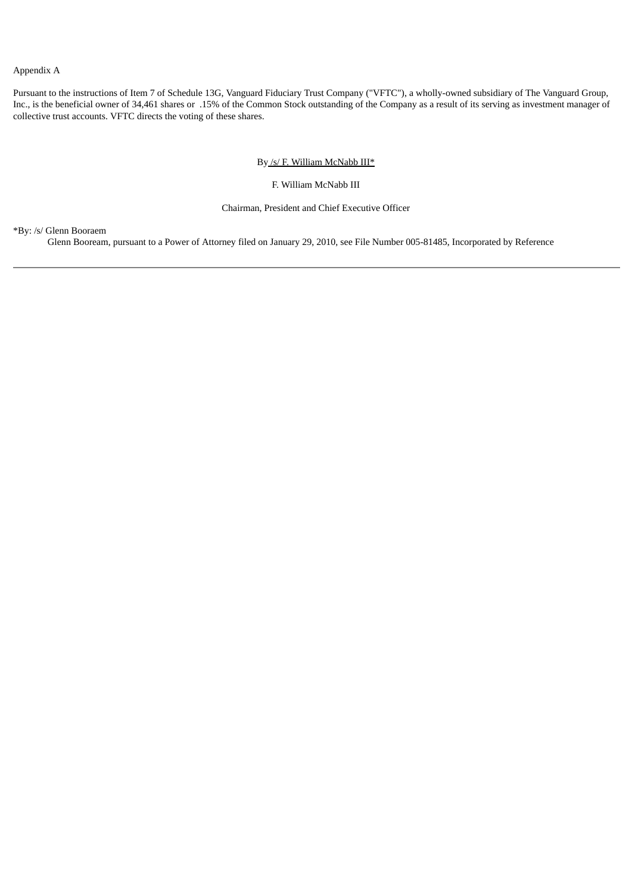Appendix A

Pursuant to the instructions of Item 7 of Schedule 13G, Vanguard Fiduciary Trust Company ("VFTC"), a wholly-owned subsidiary of The Vanguard Group, Inc., is the beneficial owner of 34,461 shares or .15% of the Common Stock outstanding of the Company as a result of its serving as investment manager of collective trust accounts. VFTC directs the voting of these shares.

By /s/ F. William McNabb III*

F. William McNabb III

Chairman, President and Chief Executive Officer

*By: /s/ Glenn Booraem

Glenn Booream, pursuant to a Power of Attorney filed on January 29, 2010, see File Number 005-81485, Incorporated by Reference